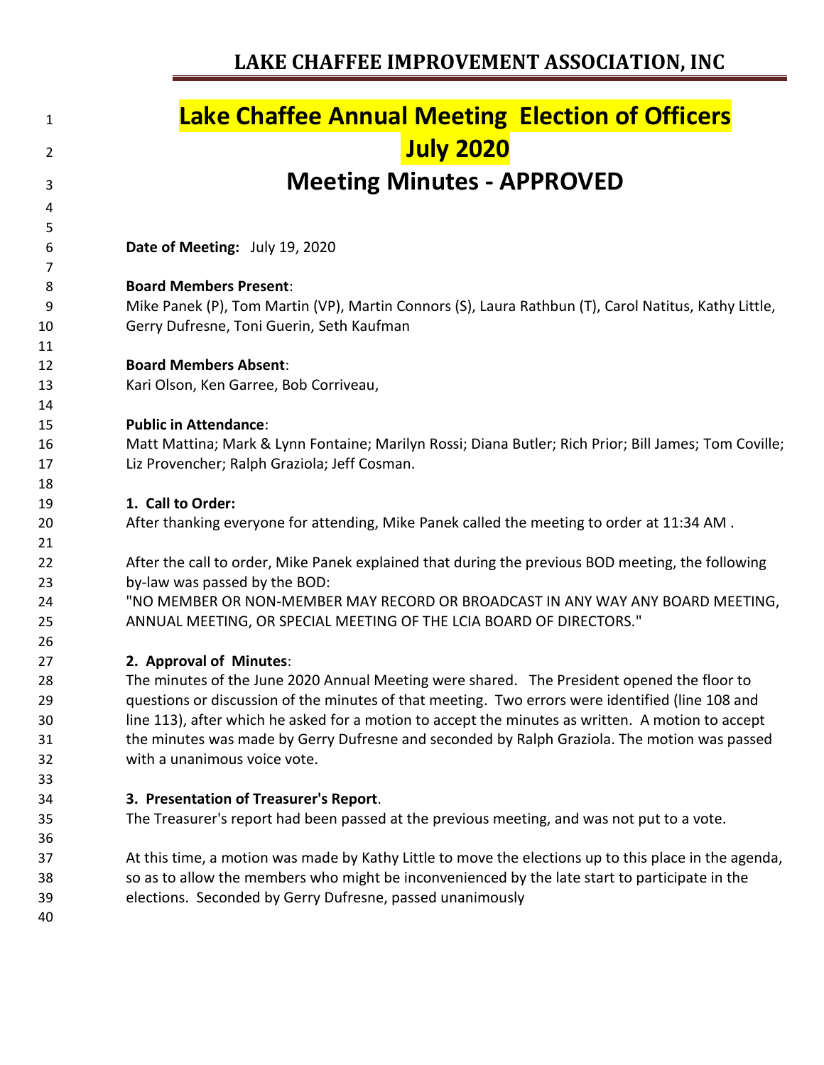# Lake Chaffee Annual Meeting Election of Officers

# July 2020

## Meeting Minutes - APPROVED

**Date of Meeting:** July 19, 2020

**Board Members Present**:
Mike Panek (P), Tom Martin (VP), Martin Connors (S), Laura Rathbun (T), Carol Natitus, Kathy Little, Gerry Dufresne, Toni Guerin, Seth Kaufman

**Board Members Absent**:
Kari Olson, Ken Garree, Bob Corriveau,

**Public in Attendance**:
Matt Mattina; Mark & Lynn Fontaine; Marilyn Rossi; Diana Butler; Rich Prior; Bill James; Tom Coville; Liz Provencher; Ralph Graziola; Jeff Cosman.

**1. Call to Order:**
After thanking everyone for attending, Mike Panek called the meeting to order at 11:34 AM .

After the call to order, Mike Panek explained that during the previous BOD meeting, the following by-law was passed by the BOD:
"NO MEMBER OR NON-MEMBER MAY RECORD OR BROADCAST IN ANY WAY ANY BOARD MEETING, ANNUAL MEETING, OR SPECIAL MEETING OF THE LCIA BOARD OF DIRECTORS."

**2. Approval of Minutes**:
The minutes of the June 2020 Annual Meeting were shared. The President opened the floor to questions or discussion of the minutes of that meeting. Two errors were identified (line 108 and line 113), after which he asked for a motion to accept the minutes as written. A motion to accept the minutes was made by Gerry Dufresne and seconded by Ralph Graziola. The motion was passed with a unanimous voice vote.

**3. Presentation of Treasurer's Report**.
The Treasurer's report had been passed at the previous meeting, and was not put to a vote.

At this time, a motion was made by Kathy Little to move the elections up to this place in the agenda, so as to allow the members who might be inconvenienced by the late start to participate in the elections. Seconded by Gerry Dufresne, passed unanimously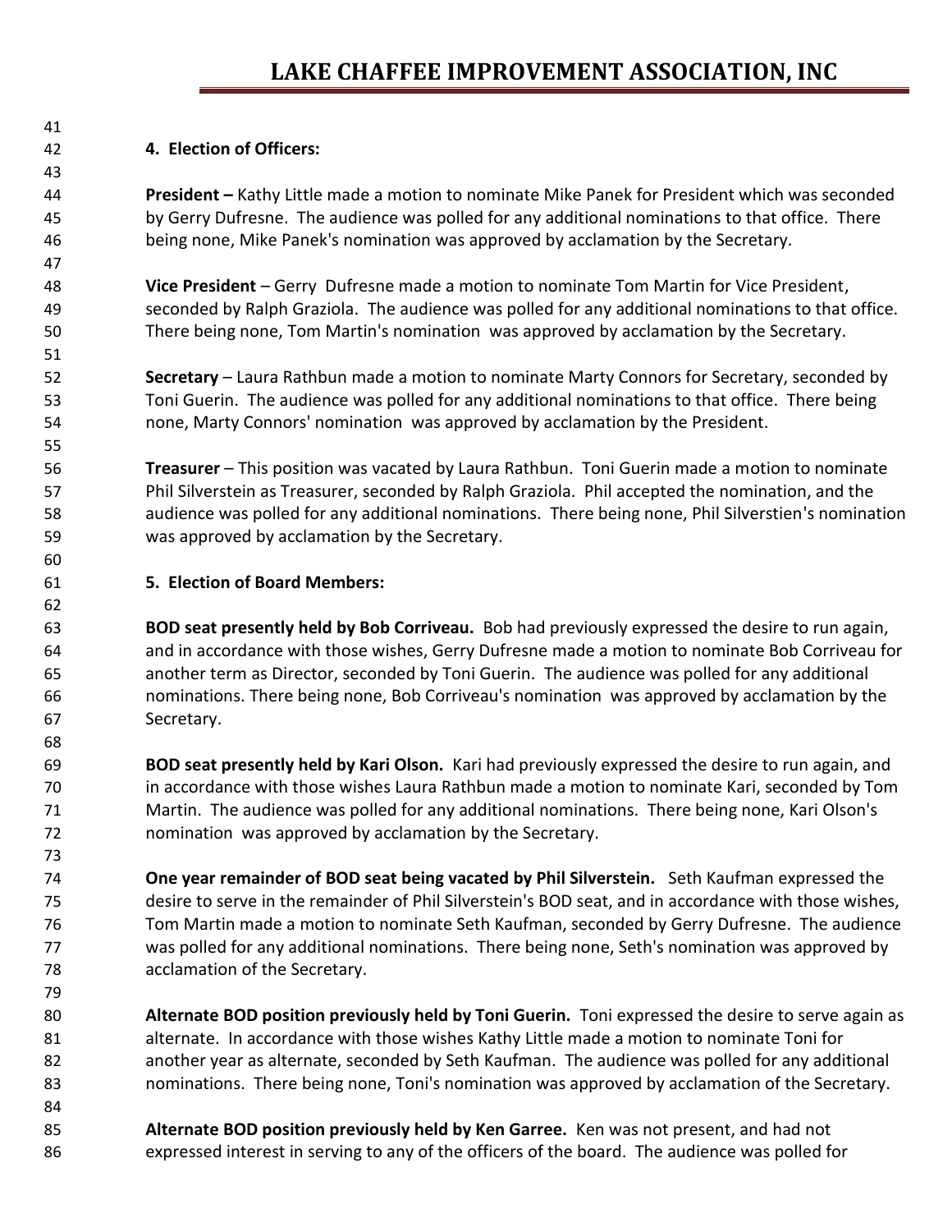**4. Election of Officers:**

**President –** Kathy Little made a motion to nominate Mike Panek for President which was seconded by Gerry Dufresne. The audience was polled for any additional nominations to that office. There being none, Mike Panek's nomination was approved by acclamation by the Secretary.

**Vice President** – Gerry Dufresne made a motion to nominate Tom Martin for Vice President, seconded by Ralph Graziola. The audience was polled for any additional nominations to that office. There being none, Tom Martin's nomination was approved by acclamation by the Secretary.

**Secretary** – Laura Rathbun made a motion to nominate Marty Connors for Secretary, seconded by Toni Guerin. The audience was polled for any additional nominations to that office. There being none, Marty Connors' nomination was approved by acclamation by the President.

**Treasurer** – This position was vacated by Laura Rathbun. Toni Guerin made a motion to nominate Phil Silverstein as Treasurer, seconded by Ralph Graziola. Phil accepted the nomination, and the audience was polled for any additional nominations. There being none, Phil Silverstien's nomination was approved by acclamation by the Secretary.

**5. Election of Board Members:**

**BOD seat presently held by Bob Corriveau.** Bob had previously expressed the desire to run again, and in accordance with those wishes, Gerry Dufresne made a motion to nominate Bob Corriveau for another term as Director, seconded by Toni Guerin. The audience was polled for any additional nominations. There being none, Bob Corriveau's nomination was approved by acclamation by the Secretary.

**BOD seat presently held by Kari Olson.** Kari had previously expressed the desire to run again, and in accordance with those wishes Laura Rathbun made a motion to nominate Kari, seconded by Tom Martin. The audience was polled for any additional nominations. There being none, Kari Olson's nomination was approved by acclamation by the Secretary.

**One year remainder of BOD seat being vacated by Phil Silverstein.** Seth Kaufman expressed the desire to serve in the remainder of Phil Silverstein's BOD seat, and in accordance with those wishes, Tom Martin made a motion to nominate Seth Kaufman, seconded by Gerry Dufresne. The audience was polled for any additional nominations. There being none, Seth's nomination was approved by acclamation of the Secretary.

**Alternate BOD position previously held by Toni Guerin.** Toni expressed the desire to serve again as alternate. In accordance with those wishes Kathy Little made a motion to nominate Toni for another year as alternate, seconded by Seth Kaufman. The audience was polled for any additional nominations. There being none, Toni's nomination was approved by acclamation of the Secretary.

**Alternate BOD position previously held by Ken Garree.** Ken was not present, and had not expressed interest in serving to any of the officers of the board. The audience was polled for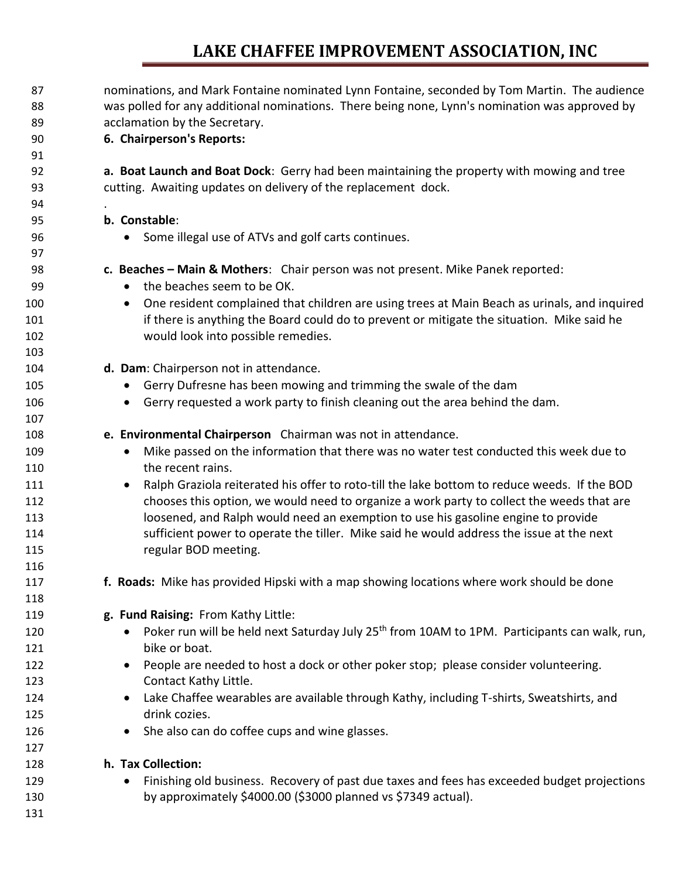nominations, and Mark Fontaine nominated Lynn Fontaine, seconded by Tom Martin. The audience was polled for any additional nominations. There being none, Lynn's nomination was approved by acclamation by the Secretary.

**6. Chairperson's Reports:**

**a. Boat Launch and Boat Dock**: Gerry had been maintaining the property with mowing and tree cutting. Awaiting updates on delivery of the replacement dock.

.

**b. Constable**:

- Some illegal use of ATVs and golf carts continues.

**c. Beaches – Main & Mothers**: Chair person was not present. Mike Panek reported:

- the beaches seem to be OK.
- One resident complained that children are using trees at Main Beach as urinals, and inquired if there is anything the Board could do to prevent or mitigate the situation. Mike said he would look into possible remedies.

**d. Dam**: Chairperson not in attendance.

- Gerry Dufresne has been mowing and trimming the swale of the dam
- Gerry requested a work party to finish cleaning out the area behind the dam.

**e. Environmental Chairperson** Chairman was not in attendance.

- Mike passed on the information that there was no water test conducted this week due to the recent rains.
- Ralph Graziola reiterated his offer to roto-till the lake bottom to reduce weeds. If the BOD chooses this option, we would need to organize a work party to collect the weeds that are loosened, and Ralph would need an exemption to use his gasoline engine to provide sufficient power to operate the tiller. Mike said he would address the issue at the next regular BOD meeting.

**f. Roads:** Mike has provided Hipski with a map showing locations where work should be done

**g. Fund Raising:** From Kathy Little:

- Poker run will be held next Saturday July 25th from 10AM to 1PM. Participants can walk, run, bike or boat.
- People are needed to host a dock or other poker stop; please consider volunteering. Contact Kathy Little.
- Lake Chaffee wearables are available through Kathy, including T-shirts, Sweatshirts, and drink cozies.
- She also can do coffee cups and wine glasses.

**h. Tax Collection:**

- Finishing old business. Recovery of past due taxes and fees has exceeded budget projections by approximately $4000.00 ($3000 planned vs $7349 actual).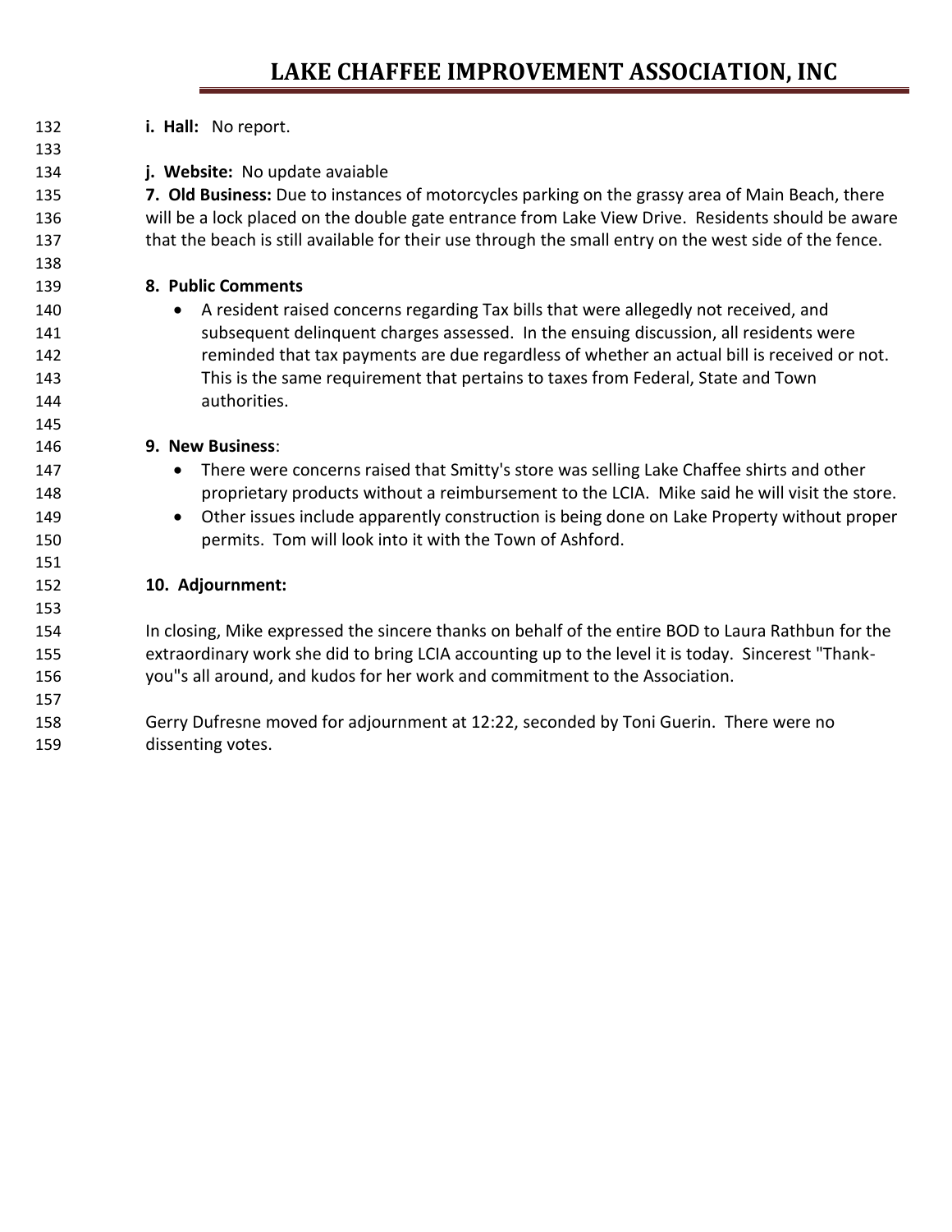**i. Hall:** No report.

**j. Website:** No update avaiable

**7. Old Business:** Due to instances of motorcycles parking on the grassy area of Main Beach, there will be a lock placed on the double gate entrance from Lake View Drive. Residents should be aware that the beach is still available for their use through the small entry on the west side of the fence.

**8. Public Comments**

- A resident raised concerns regarding Tax bills that were allegedly not received, and subsequent delinquent charges assessed. In the ensuing discussion, all residents were reminded that tax payments are due regardless of whether an actual bill is received or not. This is the same requirement that pertains to taxes from Federal, State and Town authorities.

**9. New Business**:

- There were concerns raised that Smitty's store was selling Lake Chaffee shirts and other proprietary products without a reimbursement to the LCIA. Mike said he will visit the store.
- Other issues include apparently construction is being done on Lake Property without proper permits. Tom will look into it with the Town of Ashford.

**10. Adjournment:**

In closing, Mike expressed the sincere thanks on behalf of the entire BOD to Laura Rathbun for the extraordinary work she did to bring LCIA accounting up to the level it is today. Sincerest "Thank-you"s all around, and kudos for her work and commitment to the Association.

Gerry Dufresne moved for adjournment at 12:22, seconded by Toni Guerin. There were no dissenting votes.